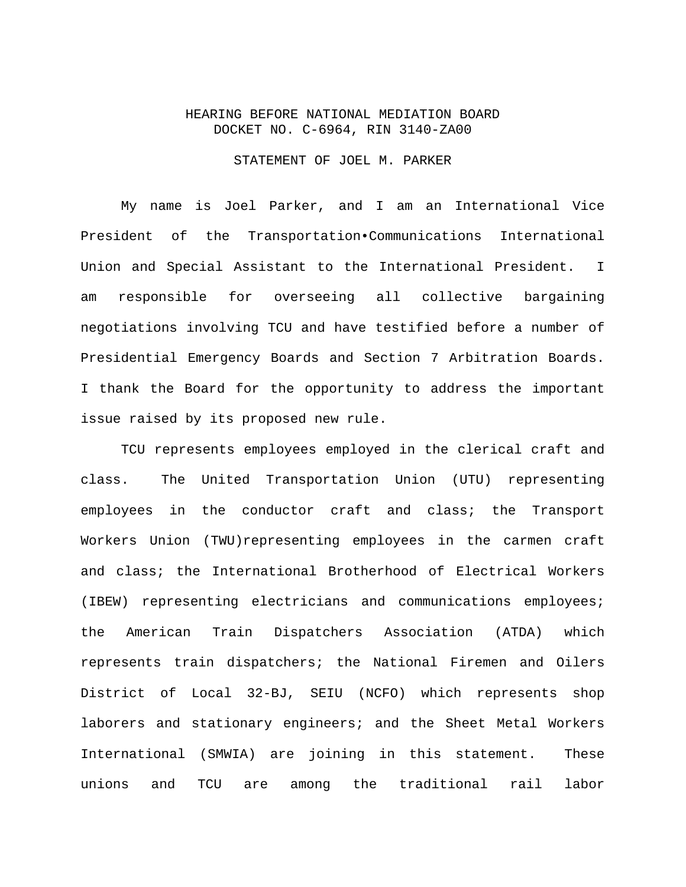HEARING BEFORE NATIONAL MEDIATION BOARD
DOCKET NO. C-6964, RIN 3140-ZA00

STATEMENT OF JOEL M. PARKER

My name is Joel Parker, and I am an International Vice President of the Transportation•Communications International Union and Special Assistant to the International President. I am responsible for overseeing all collective bargaining negotiations involving TCU and have testified before a number of Presidential Emergency Boards and Section 7 Arbitration Boards. I thank the Board for the opportunity to address the important issue raised by its proposed new rule.

TCU represents employees employed in the clerical craft and class. The United Transportation Union (UTU) representing employees in the conductor craft and class; the Transport Workers Union (TWU)representing employees in the carmen craft and class; the International Brotherhood of Electrical Workers (IBEW) representing electricians and communications employees; the American Train Dispatchers Association (ATDA) which represents train dispatchers; the National Firemen and Oilers District of Local 32-BJ, SEIU (NCFO) which represents shop laborers and stationary engineers; and the Sheet Metal Workers International (SMWIA) are joining in this statement. These unions and TCU are among the traditional rail labor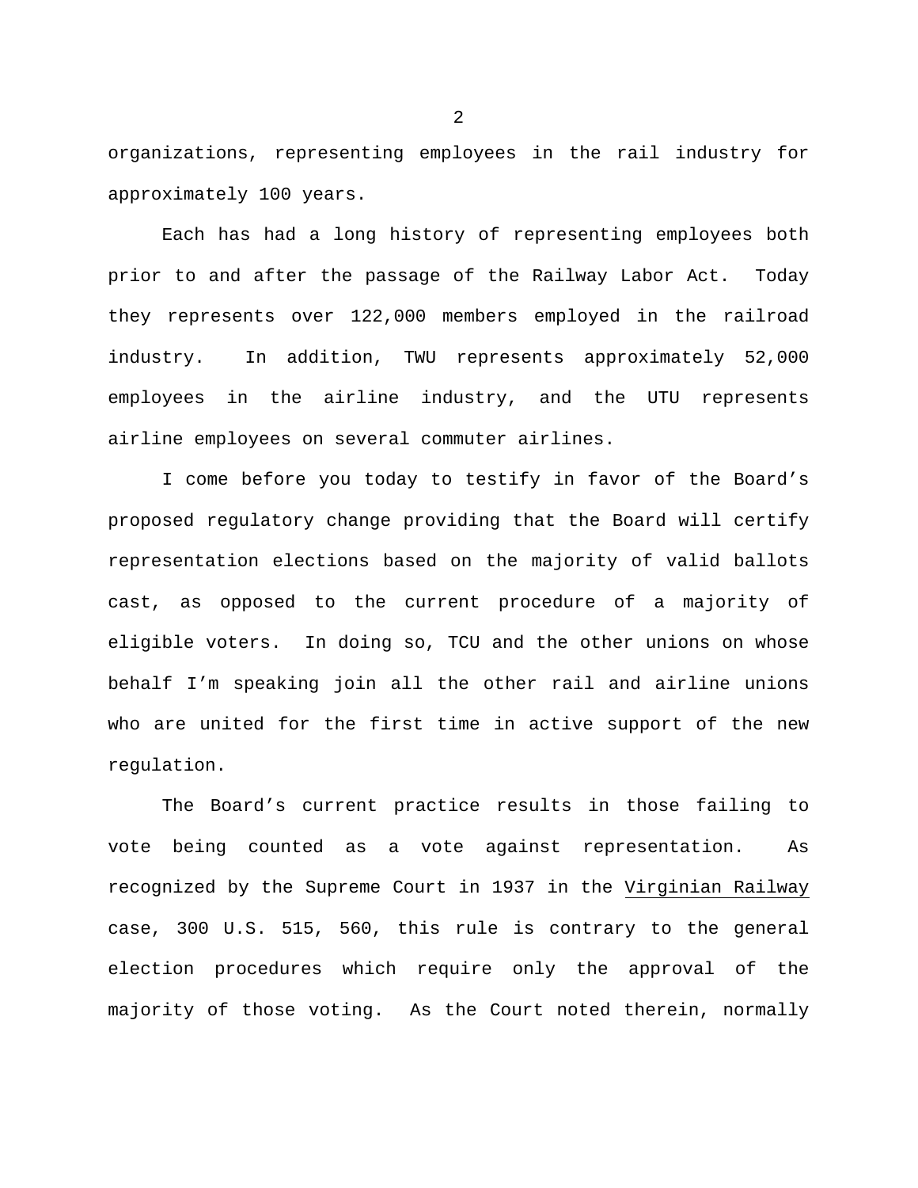organizations, representing employees in the rail industry for approximately 100 years.

Each has had a long history of representing employees both prior to and after the passage of the Railway Labor Act. Today they represents over 122,000 members employed in the railroad industry. In addition, TWU represents approximately 52,000 employees in the airline industry, and the UTU represents airline employees on several commuter airlines.

I come before you today to testify in favor of the Board's proposed regulatory change providing that the Board will certify representation elections based on the majority of valid ballots cast, as opposed to the current procedure of a majority of eligible voters. In doing so, TCU and the other unions on whose behalf I'm speaking join all the other rail and airline unions who are united for the first time in active support of the new regulation.

The Board's current practice results in those failing to vote being counted as a vote against representation. As recognized by the Supreme Court in 1937 in the Virginian Railway case, 300 U.S. 515, 560, this rule is contrary to the general election procedures which require only the approval of the majority of those voting. As the Court noted therein, normally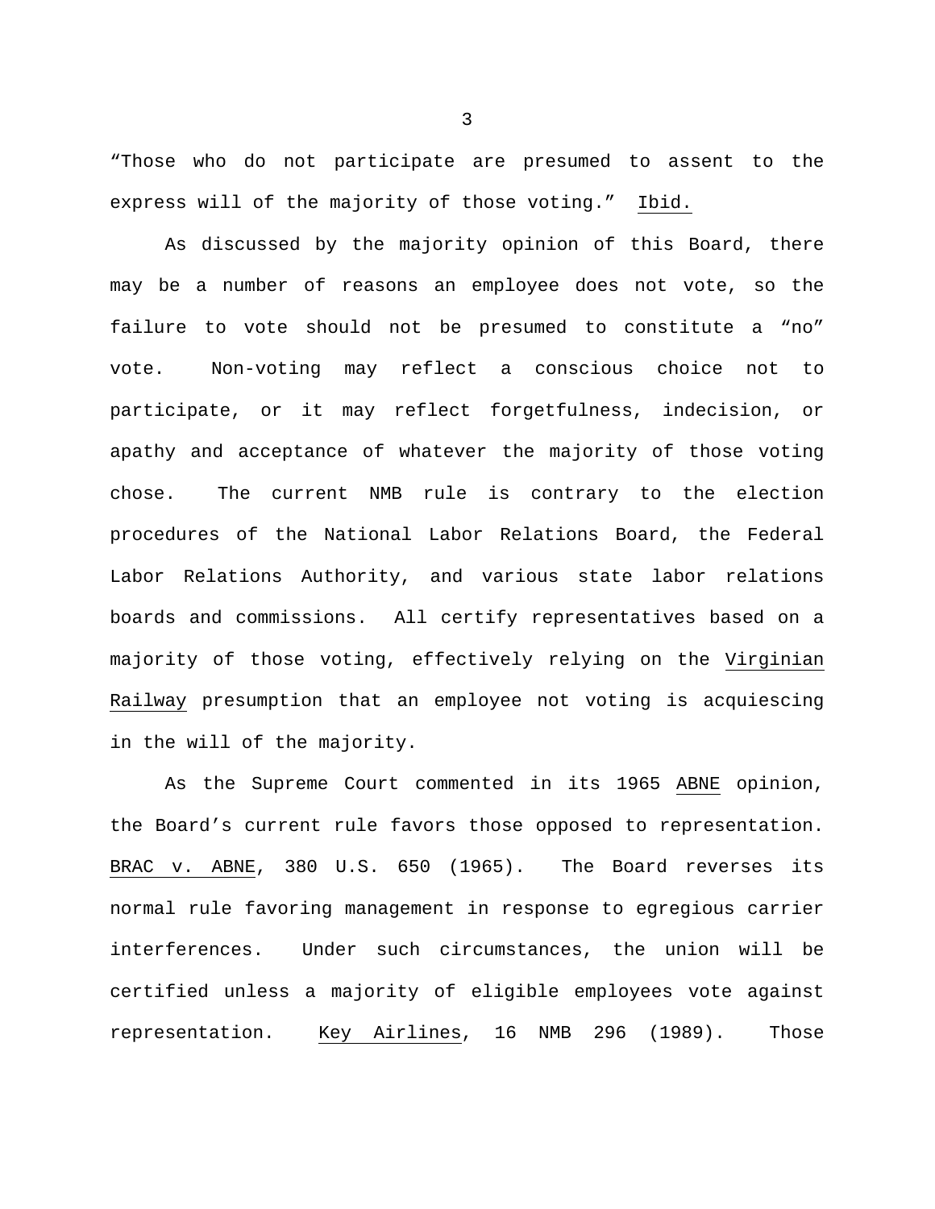"Those who do not participate are presumed to assent to the express will of the majority of those voting." Ibid.

As discussed by the majority opinion of this Board, there may be a number of reasons an employee does not vote, so the failure to vote should not be presumed to constitute a "no" vote. Non-voting may reflect a conscious choice not to participate, or it may reflect forgetfulness, indecision, or apathy and acceptance of whatever the majority of those voting chose. The current NMB rule is contrary to the election procedures of the National Labor Relations Board, the Federal Labor Relations Authority, and various state labor relations boards and commissions. All certify representatives based on a majority of those voting, effectively relying on the Virginian Railway presumption that an employee not voting is acquiescing in the will of the majority.

As the Supreme Court commented in its 1965 ABNE opinion, the Board's current rule favors those opposed to representation. BRAC v. ABNE, 380 U.S. 650 (1965). The Board reverses its normal rule favoring management in response to egregious carrier interferences. Under such circumstances, the union will be certified unless a majority of eligible employees vote against representation. Key Airlines, 16 NMB 296 (1989). Those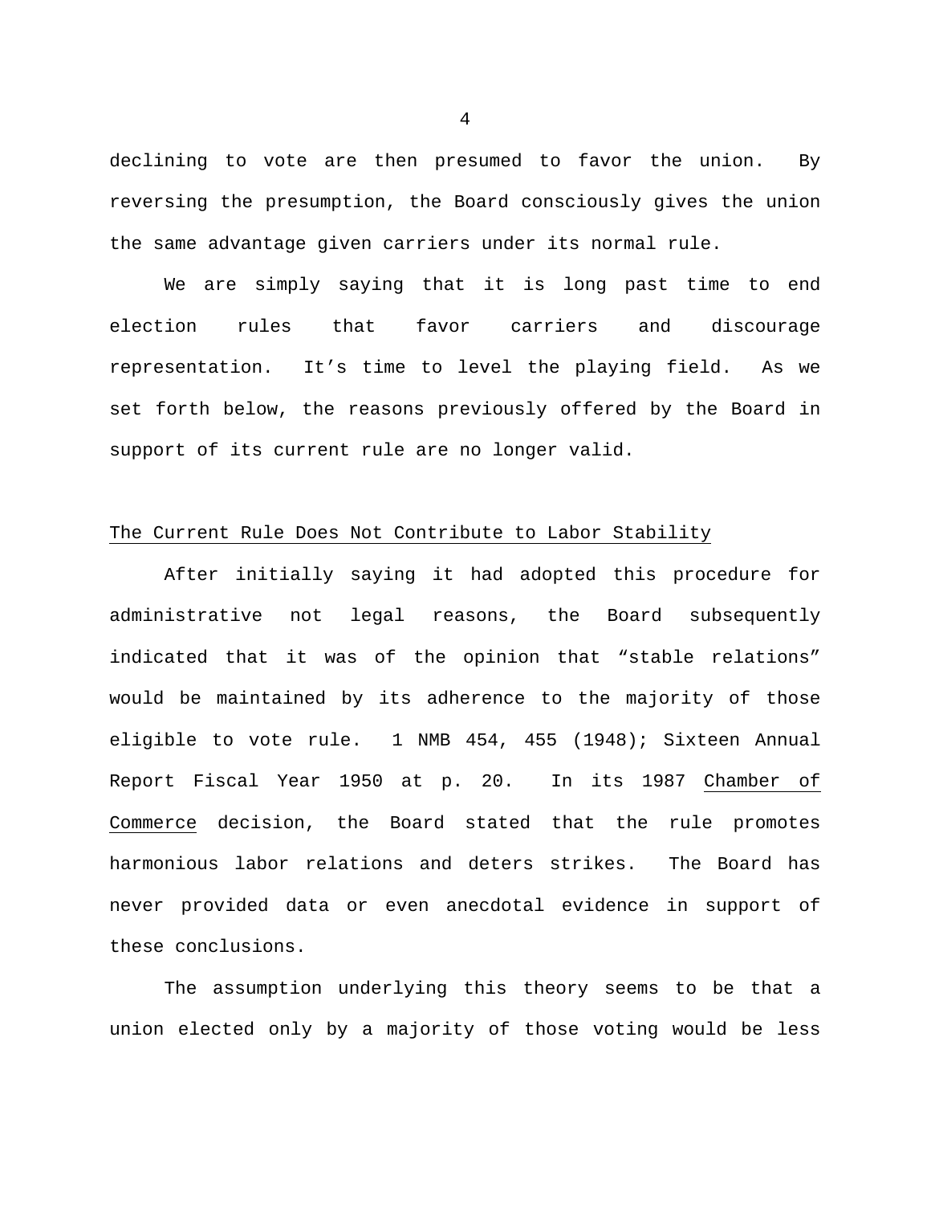declining to vote are then presumed to favor the union. By reversing the presumption, the Board consciously gives the union the same advantage given carriers under its normal rule.

We are simply saying that it is long past time to end election rules that favor carriers and discourage representation. It's time to level the playing field. As we set forth below, the reasons previously offered by the Board in support of its current rule are no longer valid.

<u>The Current Rule Does Not Contribute to Labor Stability</u>

After initially saying it had adopted this procedure for administrative not legal reasons, the Board subsequently indicated that it was of the opinion that "stable relations" would be maintained by its adherence to the majority of those eligible to vote rule. 1 NMB 454, 455 (1948); Sixteen Annual Report Fiscal Year 1950 at p. 20. In its 1987 <u>Chamber of Commerce</u> decision, the Board stated that the rule promotes harmonious labor relations and deters strikes. The Board has never provided data or even anecdotal evidence in support of these conclusions.

The assumption underlying this theory seems to be that a union elected only by a majority of those voting would be less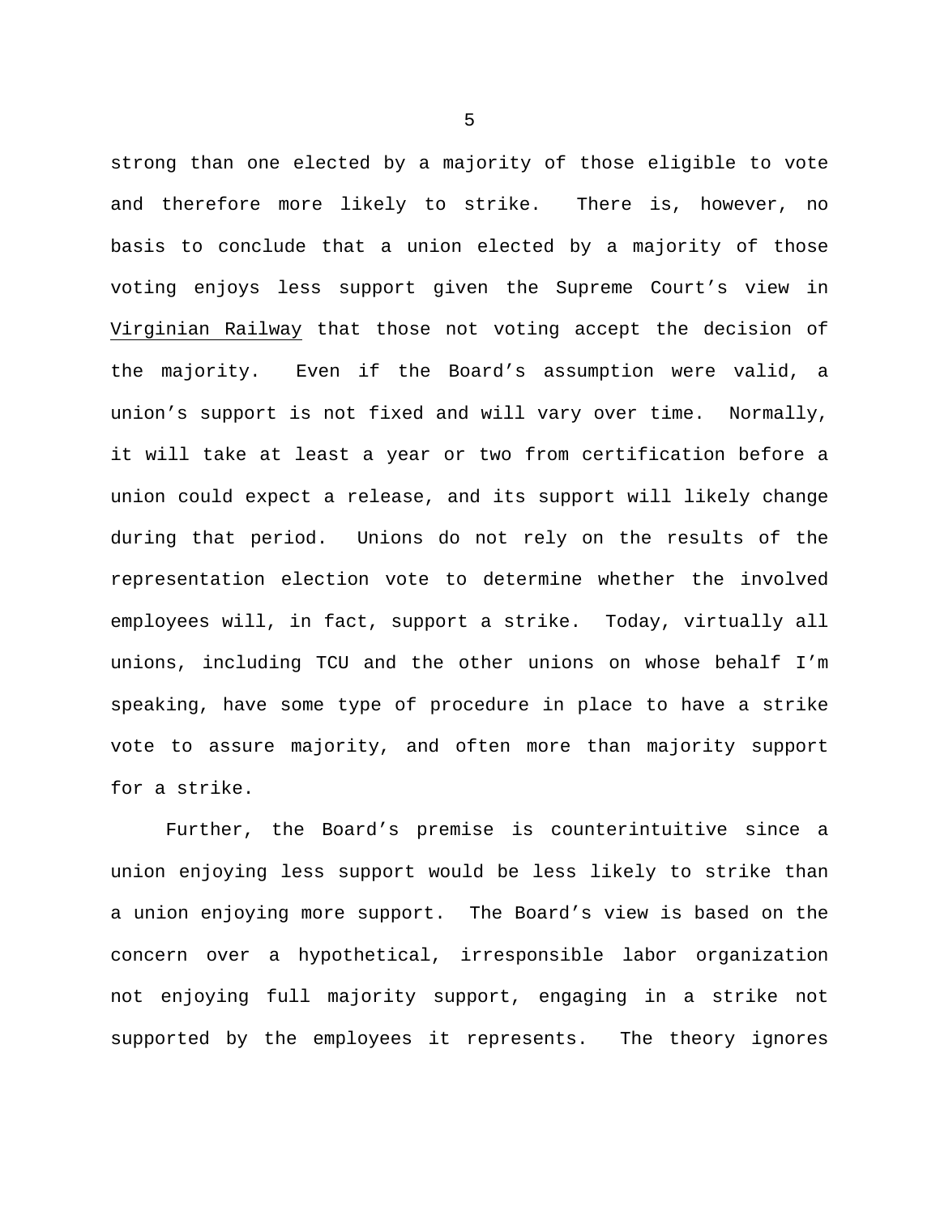strong than one elected by a majority of those eligible to vote and therefore more likely to strike. There is, however, no basis to conclude that a union elected by a majority of those voting enjoys less support given the Supreme Court's view in Virginian Railway that those not voting accept the decision of the majority. Even if the Board's assumption were valid, a union's support is not fixed and will vary over time. Normally, it will take at least a year or two from certification before a union could expect a release, and its support will likely change during that period. Unions do not rely on the results of the representation election vote to determine whether the involved employees will, in fact, support a strike. Today, virtually all unions, including TCU and the other unions on whose behalf I'm speaking, have some type of procedure in place to have a strike vote to assure majority, and often more than majority support for a strike.

Further, the Board's premise is counterintuitive since a union enjoying less support would be less likely to strike than a union enjoying more support. The Board's view is based on the concern over a hypothetical, irresponsible labor organization not enjoying full majority support, engaging in a strike not supported by the employees it represents. The theory ignores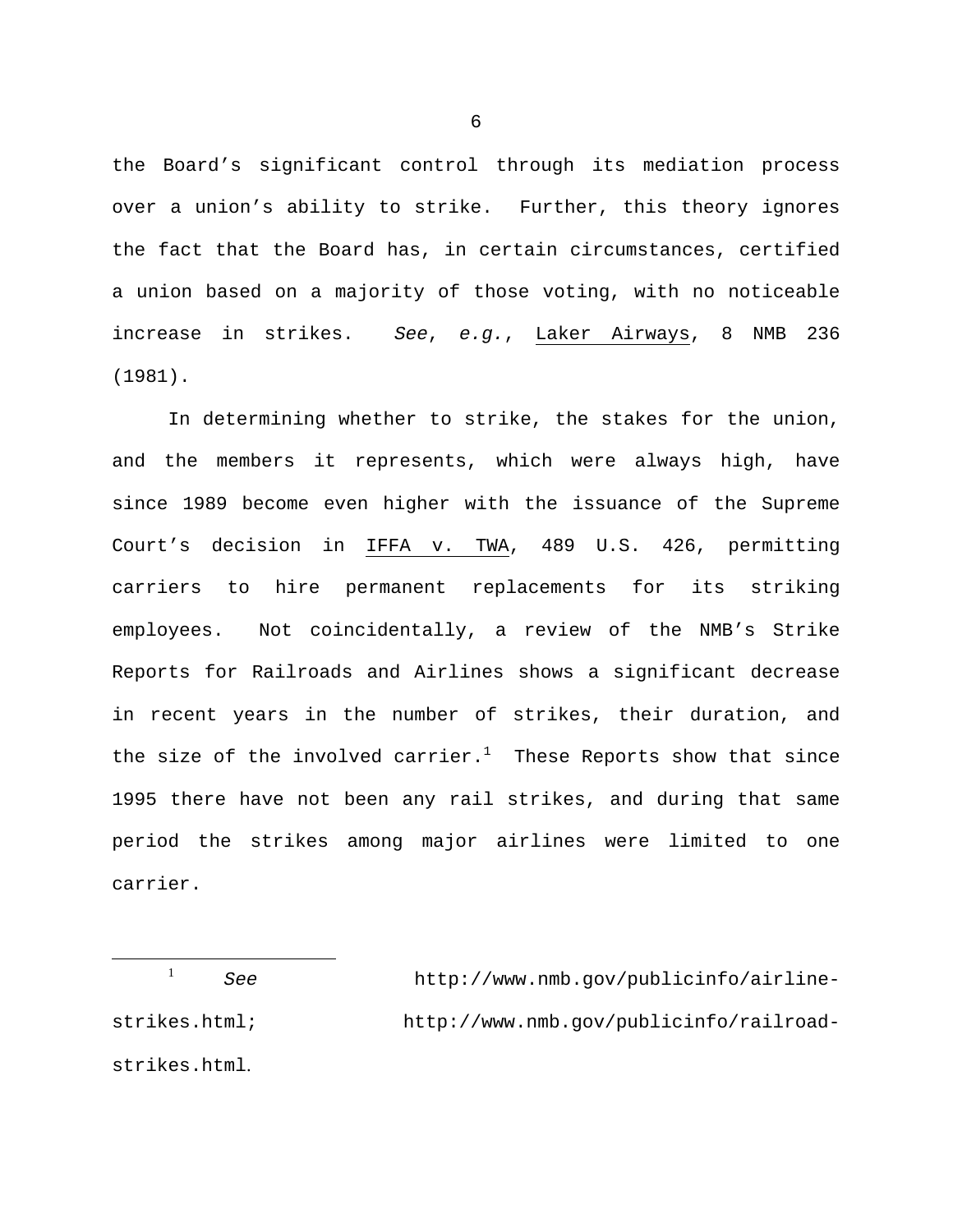the Board's significant control through its mediation process over a union's ability to strike. Further, this theory ignores the fact that the Board has, in certain circumstances, certified a union based on a majority of those voting, with no noticeable increase in strikes. *See*, *e.g.*, Laker Airways, 8 NMB 236 (1981).

In determining whether to strike, the stakes for the union, and the members it represents, which were always high, have since 1989 become even higher with the issuance of the Supreme Court's decision in IFFA v. TWA, 489 U.S. 426, permitting carriers to hire permanent replacements for its striking employees. Not coincidentally, a review of the NMB's Strike Reports for Railroads and Airlines shows a significant decrease in recent years in the number of strikes, their duration, and the size of the involved carrier.[1] These Reports show that since 1995 there have not been any rail strikes, and during that same period the strikes among major airlines were limited to one carrier.

---

[1] *See* http://www.nmb.gov/publicinfo/airline-strikes.html; http://www.nmb.gov/publicinfo/railroad-strikes.html.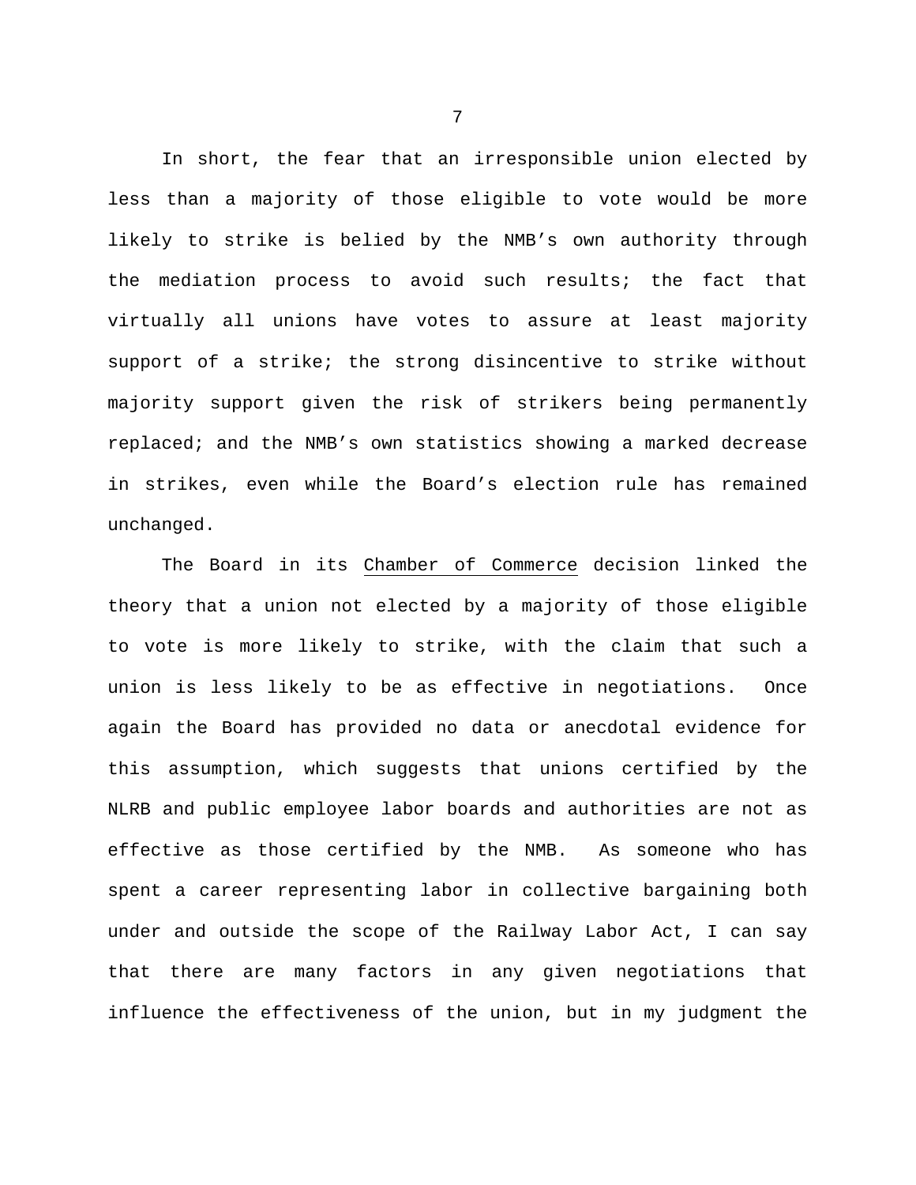In short, the fear that an irresponsible union elected by less than a majority of those eligible to vote would be more likely to strike is belied by the NMB's own authority through the mediation process to avoid such results; the fact that virtually all unions have votes to assure at least majority support of a strike; the strong disincentive to strike without majority support given the risk of strikers being permanently replaced; and the NMB's own statistics showing a marked decrease in strikes, even while the Board's election rule has remained unchanged.

The Board in its Chamber of Commerce decision linked the theory that a union not elected by a majority of those eligible to vote is more likely to strike, with the claim that such a union is less likely to be as effective in negotiations. Once again the Board has provided no data or anecdotal evidence for this assumption, which suggests that unions certified by the NLRB and public employee labor boards and authorities are not as effective as those certified by the NMB. As someone who has spent a career representing labor in collective bargaining both under and outside the scope of the Railway Labor Act, I can say that there are many factors in any given negotiations that influence the effectiveness of the union, but in my judgment the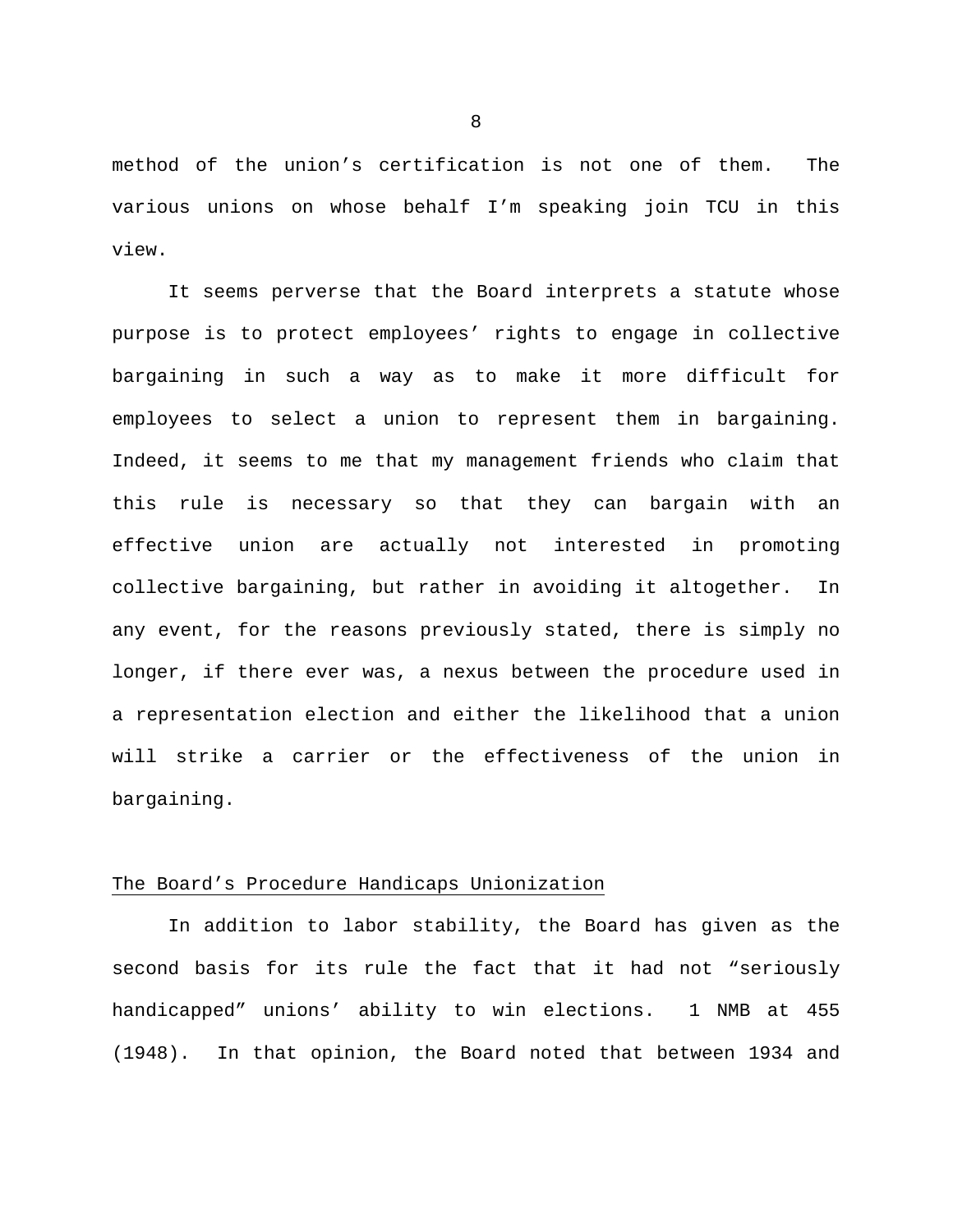method of the union's certification is not one of them. The various unions on whose behalf I'm speaking join TCU in this view.

It seems perverse that the Board interprets a statute whose purpose is to protect employees' rights to engage in collective bargaining in such a way as to make it more difficult for employees to select a union to represent them in bargaining. Indeed, it seems to me that my management friends who claim that this rule is necessary so that they can bargain with an effective union are actually not interested in promoting collective bargaining, but rather in avoiding it altogether. In any event, for the reasons previously stated, there is simply no longer, if there ever was, a nexus between the procedure used in a representation election and either the likelihood that a union will strike a carrier or the effectiveness of the union in bargaining.

<u>The Board's Procedure Handicaps Unionization</u>

In addition to labor stability, the Board has given as the second basis for its rule the fact that it had not "seriously handicapped" unions' ability to win elections. 1 NMB at 455 (1948). In that opinion, the Board noted that between 1934 and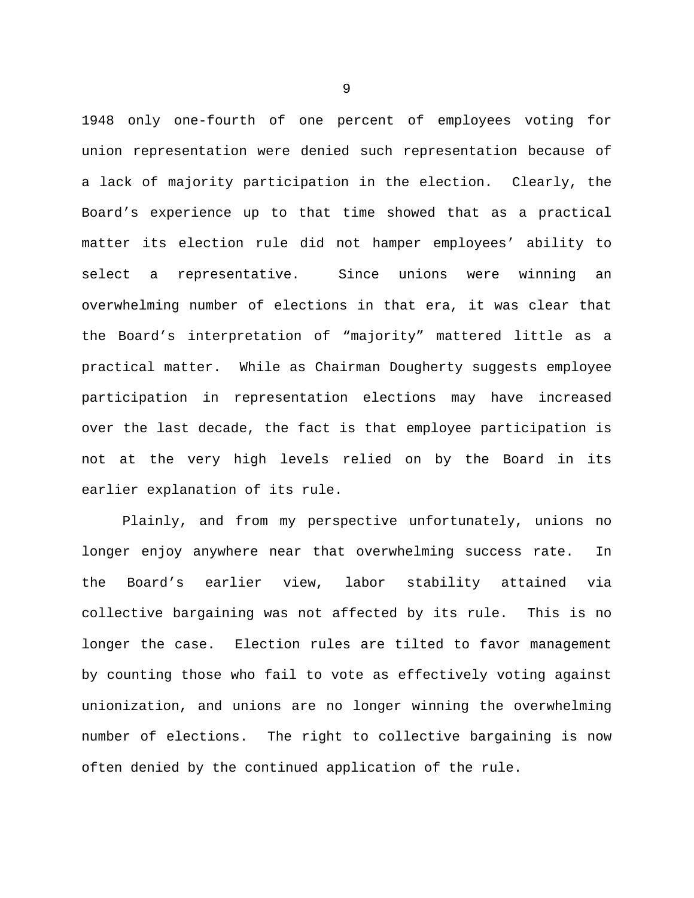1948 only one-fourth of one percent of employees voting for union representation were denied such representation because of a lack of majority participation in the election. Clearly, the Board's experience up to that time showed that as a practical matter its election rule did not hamper employees' ability to select a representative. Since unions were winning an overwhelming number of elections in that era, it was clear that the Board's interpretation of "majority" mattered little as a practical matter. While as Chairman Dougherty suggests employee participation in representation elections may have increased over the last decade, the fact is that employee participation is not at the very high levels relied on by the Board in its earlier explanation of its rule.

Plainly, and from my perspective unfortunately, unions no longer enjoy anywhere near that overwhelming success rate. In the Board's earlier view, labor stability attained via collective bargaining was not affected by its rule. This is no longer the case. Election rules are tilted to favor management by counting those who fail to vote as effectively voting against unionization, and unions are no longer winning the overwhelming number of elections. The right to collective bargaining is now often denied by the continued application of the rule.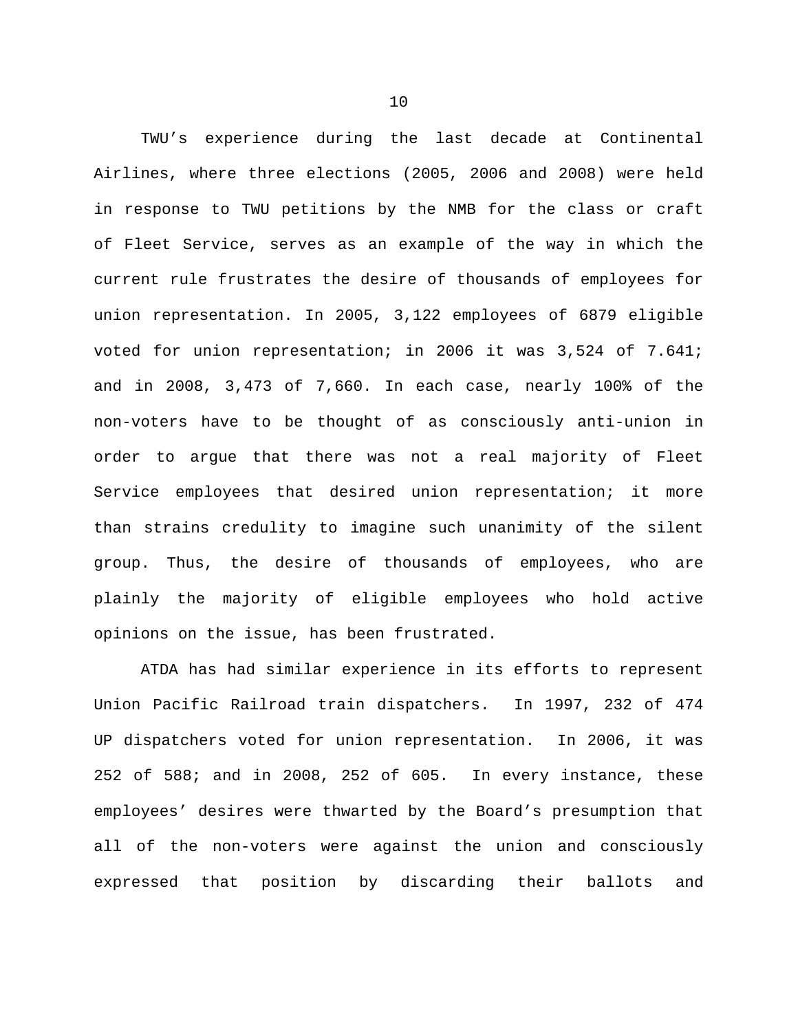TWU's experience during the last decade at Continental Airlines, where three elections (2005, 2006 and 2008) were held in response to TWU petitions by the NMB for the class or craft of Fleet Service, serves as an example of the way in which the current rule frustrates the desire of thousands of employees for union representation. In 2005, 3,122 employees of 6879 eligible voted for union representation; in 2006 it was 3,524 of 7.641; and in 2008, 3,473 of 7,660. In each case, nearly 100% of the non-voters have to be thought of as consciously anti-union in order to argue that there was not a real majority of Fleet Service employees that desired union representation; it more than strains credulity to imagine such unanimity of the silent group. Thus, the desire of thousands of employees, who are plainly the majority of eligible employees who hold active opinions on the issue, has been frustrated.

ATDA has had similar experience in its efforts to represent Union Pacific Railroad train dispatchers. In 1997, 232 of 474 UP dispatchers voted for union representation. In 2006, it was 252 of 588; and in 2008, 252 of 605. In every instance, these employees' desires were thwarted by the Board's presumption that all of the non-voters were against the union and consciously expressed that position by discarding their ballots and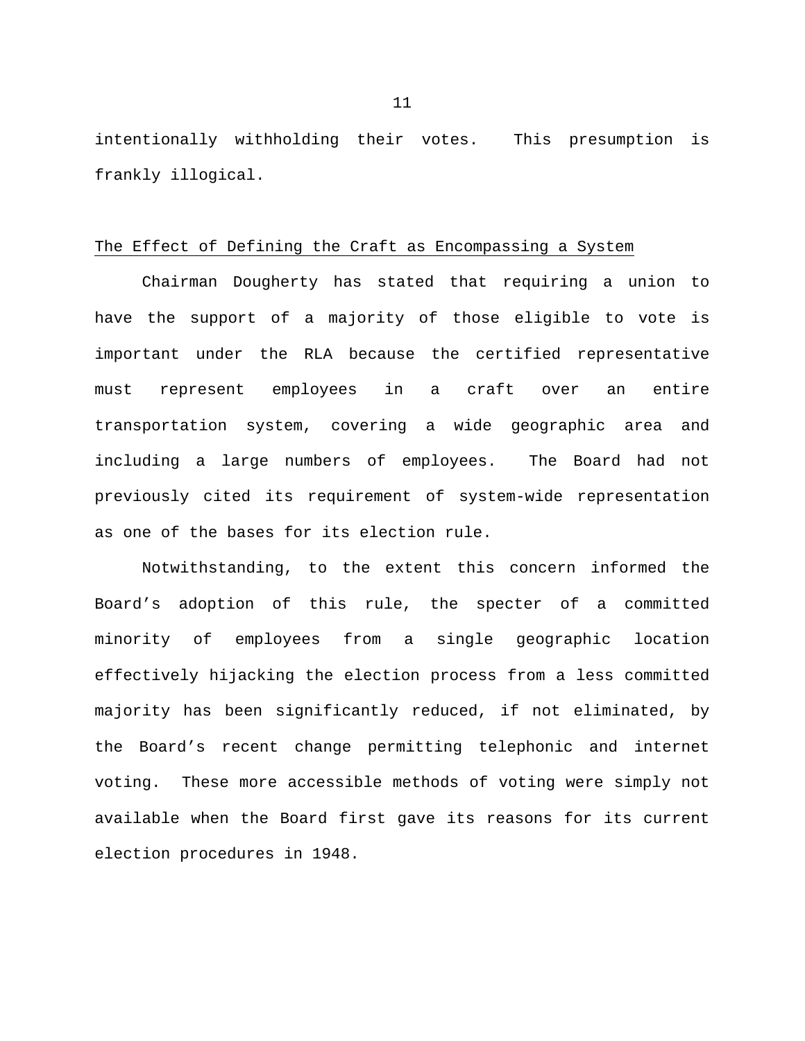intentionally withholding their votes. This presumption is frankly illogical.

<u>The Effect of Defining the Craft as Encompassing a System</u>

Chairman Dougherty has stated that requiring a union to have the support of a majority of those eligible to vote is important under the RLA because the certified representative must represent employees in a craft over an entire transportation system, covering a wide geographic area and including a large numbers of employees. The Board had not previously cited its requirement of system-wide representation as one of the bases for its election rule.

Notwithstanding, to the extent this concern informed the Board's adoption of this rule, the specter of a committed minority of employees from a single geographic location effectively hijacking the election process from a less committed majority has been significantly reduced, if not eliminated, by the Board's recent change permitting telephonic and internet voting. These more accessible methods of voting were simply not available when the Board first gave its reasons for its current election procedures in 1948.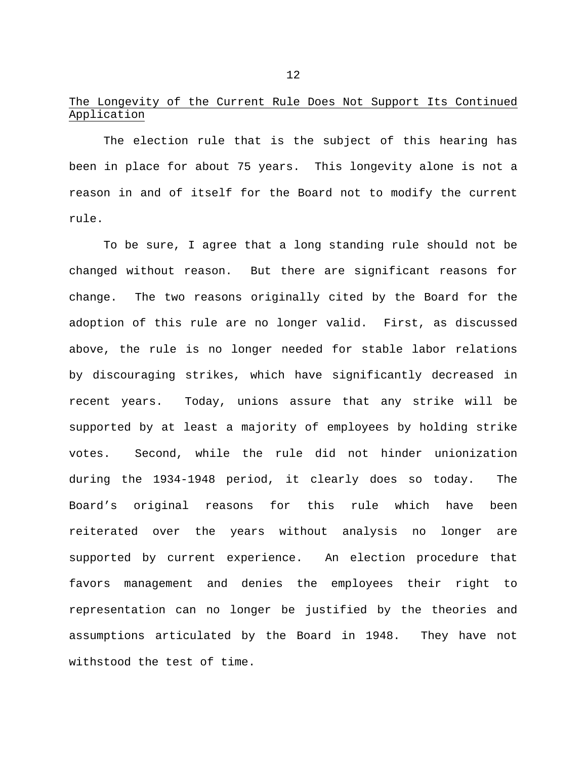<u>The Longevity of the Current Rule Does Not Support Its Continued Application</u>

The election rule that is the subject of this hearing has been in place for about 75 years. This longevity alone is not a reason in and of itself for the Board not to modify the current rule.

To be sure, I agree that a long standing rule should not be changed without reason. But there are significant reasons for change. The two reasons originally cited by the Board for the adoption of this rule are no longer valid. First, as discussed above, the rule is no longer needed for stable labor relations by discouraging strikes, which have significantly decreased in recent years. Today, unions assure that any strike will be supported by at least a majority of employees by holding strike votes. Second, while the rule did not hinder unionization during the 1934-1948 period, it clearly does so today. The Board's original reasons for this rule which have been reiterated over the years without analysis no longer are supported by current experience. An election procedure that favors management and denies the employees their right to representation can no longer be justified by the theories and assumptions articulated by the Board in 1948. They have not withstood the test of time.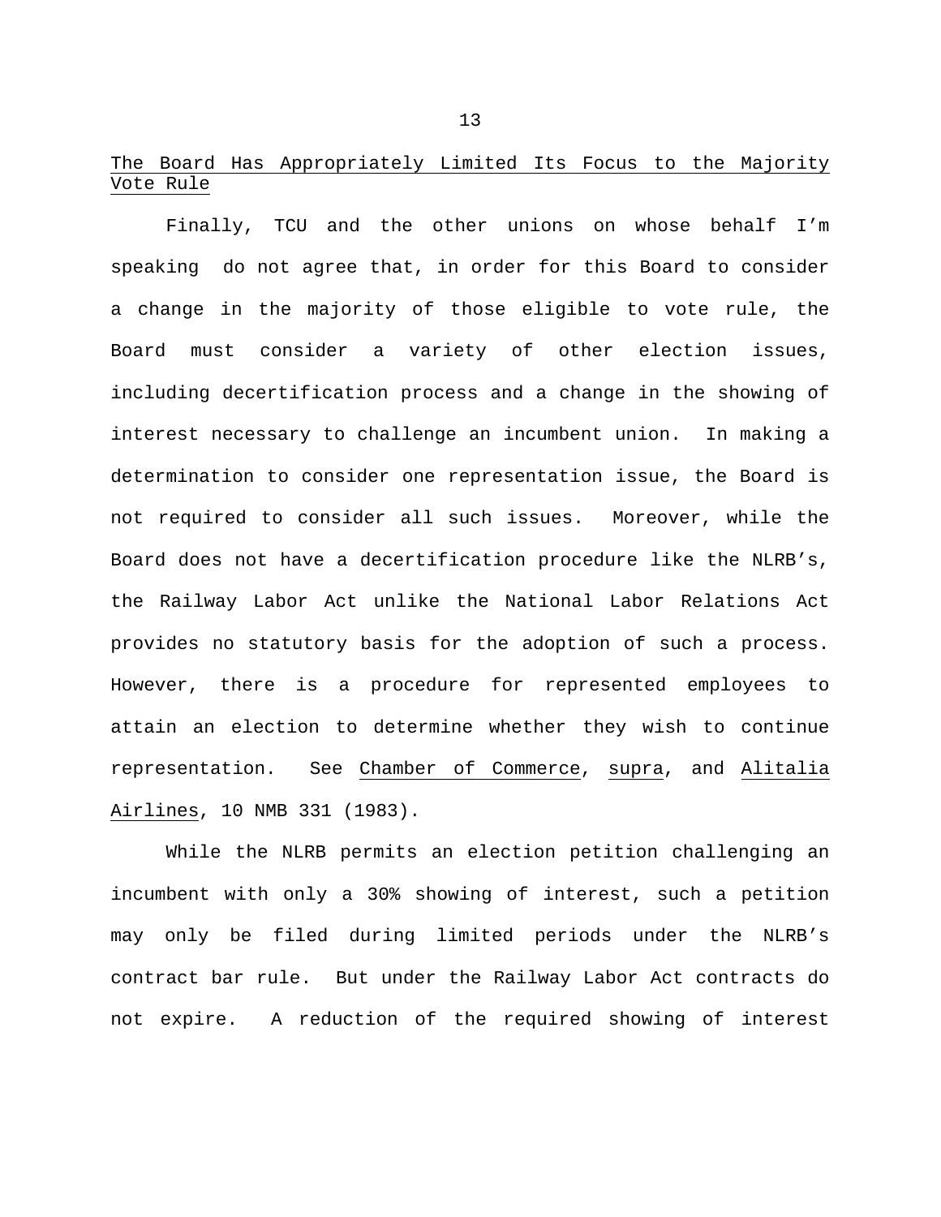<u>The Board Has Appropriately Limited Its Focus to the Majority Vote Rule</u>

Finally, TCU and the other unions on whose behalf I'm speaking do not agree that, in order for this Board to consider a change in the majority of those eligible to vote rule, the Board must consider a variety of other election issues, including decertification process and a change in the showing of interest necessary to challenge an incumbent union. In making a determination to consider one representation issue, the Board is not required to consider all such issues. Moreover, while the Board does not have a decertification procedure like the NLRB's, the Railway Labor Act unlike the National Labor Relations Act provides no statutory basis for the adoption of such a process. However, there is a procedure for represented employees to attain an election to determine whether they wish to continue representation. See <u>Chamber of Commerce</u>, <u>supra</u>, and <u>Alitalia Airlines</u>, 10 NMB 331 (1983).

While the NLRB permits an election petition challenging an incumbent with only a 30% showing of interest, such a petition may only be filed during limited periods under the NLRB's contract bar rule. But under the Railway Labor Act contracts do not expire. A reduction of the required showing of interest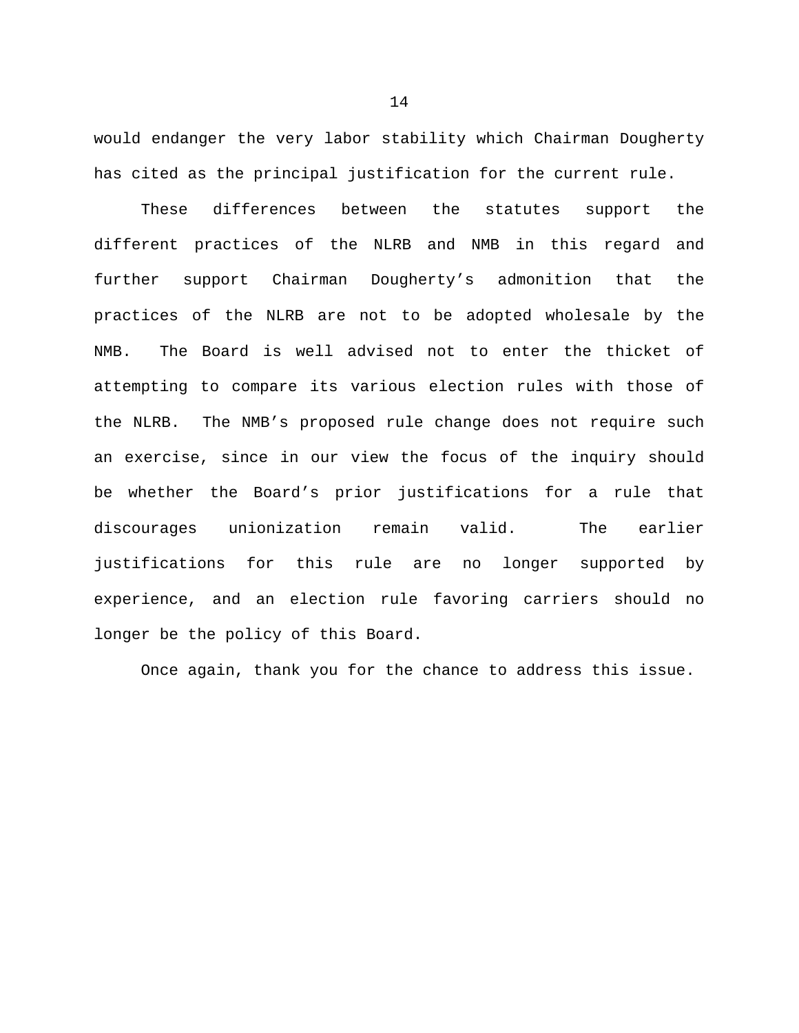would endanger the very labor stability which Chairman Dougherty has cited as the principal justification for the current rule.

These differences between the statutes support the different practices of the NLRB and NMB in this regard and further support Chairman Dougherty's admonition that the practices of the NLRB are not to be adopted wholesale by the NMB. The Board is well advised not to enter the thicket of attempting to compare its various election rules with those of the NLRB. The NMB's proposed rule change does not require such an exercise, since in our view the focus of the inquiry should be whether the Board's prior justifications for a rule that discourages unionization remain valid. The earlier justifications for this rule are no longer supported by experience, and an election rule favoring carriers should no longer be the policy of this Board.

Once again, thank you for the chance to address this issue.